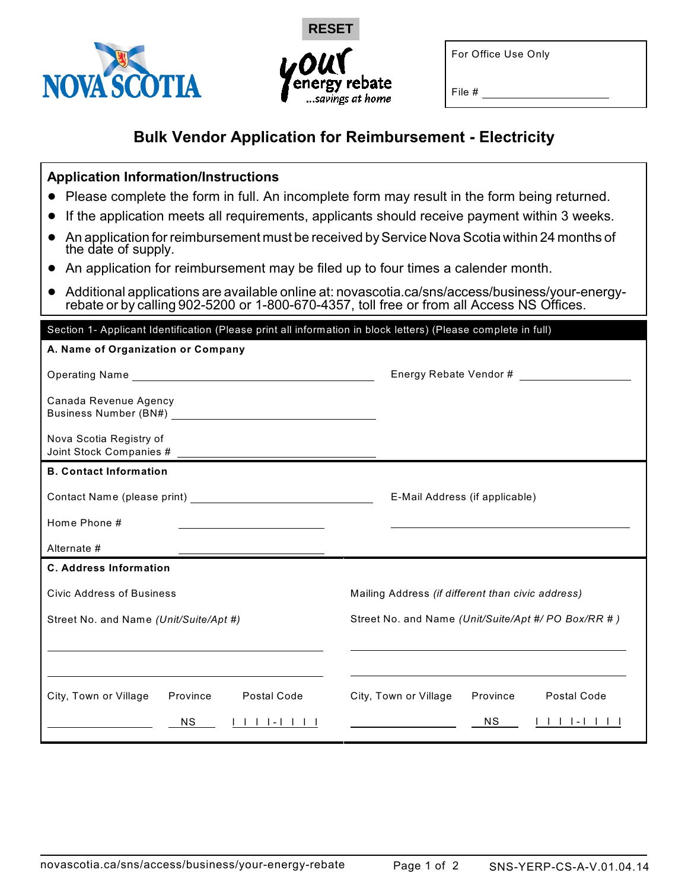RESET

NOVA SCOTIA

your energy rebate ...savings at home

For Office Use Only

File # ____________________

# Bulk Vendor Application for Reimbursement - Electricity

## Application Information/Instructions

- Please complete the form in full. An incomplete form may result in the form being returned.
- If the application meets all requirements, applicants should receive payment within 3 weeks.
- An application for reimbursement must be received by Service Nova Scotia within 24 months of the date of supply.
- An application for reimbursement may be filed up to four times a calender month.
- Additional applications are available online at: novascotia.ca/sns/access/business/your-energy-rebate or by calling 902-5200 or 1-800-670-4357, toll free or from all Access NS Offices.

## Section 1- Applicant Identification (Please print all information in block letters) (Please complete in full)

### A. Name of Organization or Company

Operating Name ______________________________ Energy Rebate Vendor # ____________________

Canada Revenue Agency Business Number (BN#) ______________________________

Nova Scotia Registry of Joint Stock Companies # ______________________________

### B. Contact Information

Contact Name (please print) ______________________________ E-Mail Address (if applicable) ______________________________

Home Phone # ____________________

Alternate # ____________________

### C. Address Information

**Civic Address of Business**

Street No. and Name *(Unit/Suite/Apt #)*

______________________________

______________________________

City, Town or Village ____________________ Province NS Postal Code | | | |-| | | |

**Mailing Address** *(if different than civic address)*

Street No. and Name *(Unit/Suite/Apt #/ PO Box/RR # )*

______________________________

______________________________

City, Town or Village ____________________ Province NS Postal Code | | | |-| | | |

novascotia.ca/sns/access/business/your-energy-rebate SNS-YERP-CS-A-V.01.04.14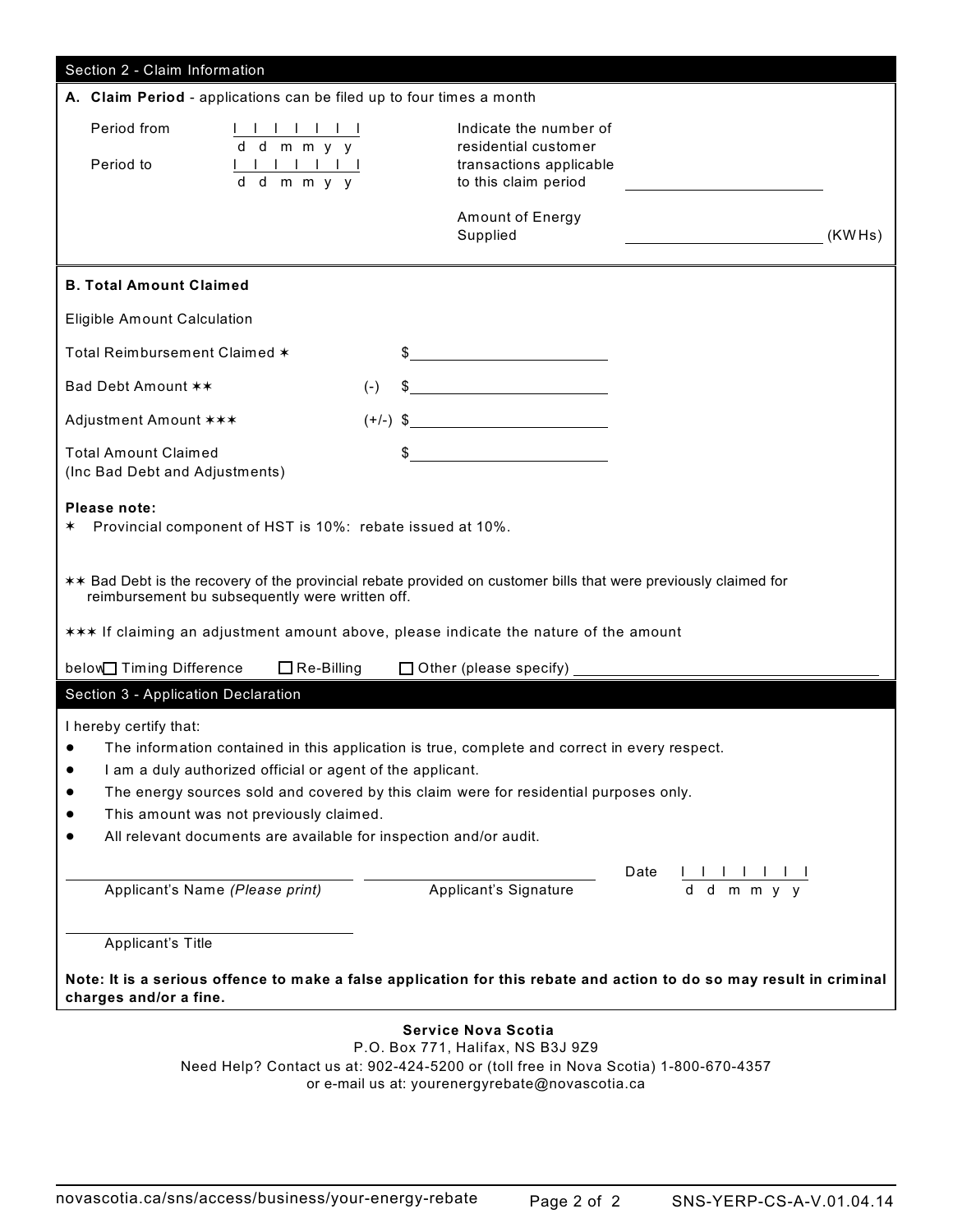## Section 2 - Claim Information

**A. Claim Period** - applications can be filed up to four times a month

Period from | | | | | | |
d d m m y y

Period to | | | | | | |
d d m m y y

Indicate the number of residential customer transactions applicable to this claim period ____________________

Amount of Energy Supplied ____________________ (KWHs)

**B. Total Amount Claimed**

Eligible Amount Calculation

Total Reimbursement Claimed ✶ $____________________

Bad Debt Amount ✶✶ (-) $____________________

Adjustment Amount ✶✶✶ (+/-) $____________________

Total Amount Claimed (Inc Bad Debt and Adjustments) $____________________

**Please note:**

✶ Provincial component of HST is 10%: rebate issued at 10%.

✶✶ Bad Debt is the recovery of the provincial rebate provided on customer bills that were previously claimed for reimbursement bu subsequently were written off.

✶✶✶ If claiming an adjustment amount above, please indicate the nature of the amount below

☐ Timing Difference ☐ Re-Billing ☐ Other (please specify) ____________________

## Section 3 - Application Declaration

I hereby certify that:

- The information contained in this application is true, complete and correct in every respect.
- I am a duly authorized official or agent of the applicant.
- The energy sources sold and covered by this claim were for residential purposes only.
- This amount was not previously claimed.
- All relevant documents are available for inspection and/or audit.

____________________ Applicant's Name *(Please print)*

____________________ Applicant's Signature

Date | | | | | | |
d d m m y y

____________________ Applicant's Title

**Note: It is a serious offence to make a false application for this rebate and action to do so may result in criminal charges and/or a fine.**

**Service Nova Scotia**
P.O. Box 771, Halifax, NS B3J 9Z9
Need Help? Contact us at: 902-424-5200 or (toll free in Nova Scotia) 1-800-670-4357
or e-mail us at: yourenergyrebate@novascotia.ca

novascotia.ca/sns/access/business/your-energy-rebate SNS-YERP-CS-A-V.01.04.14